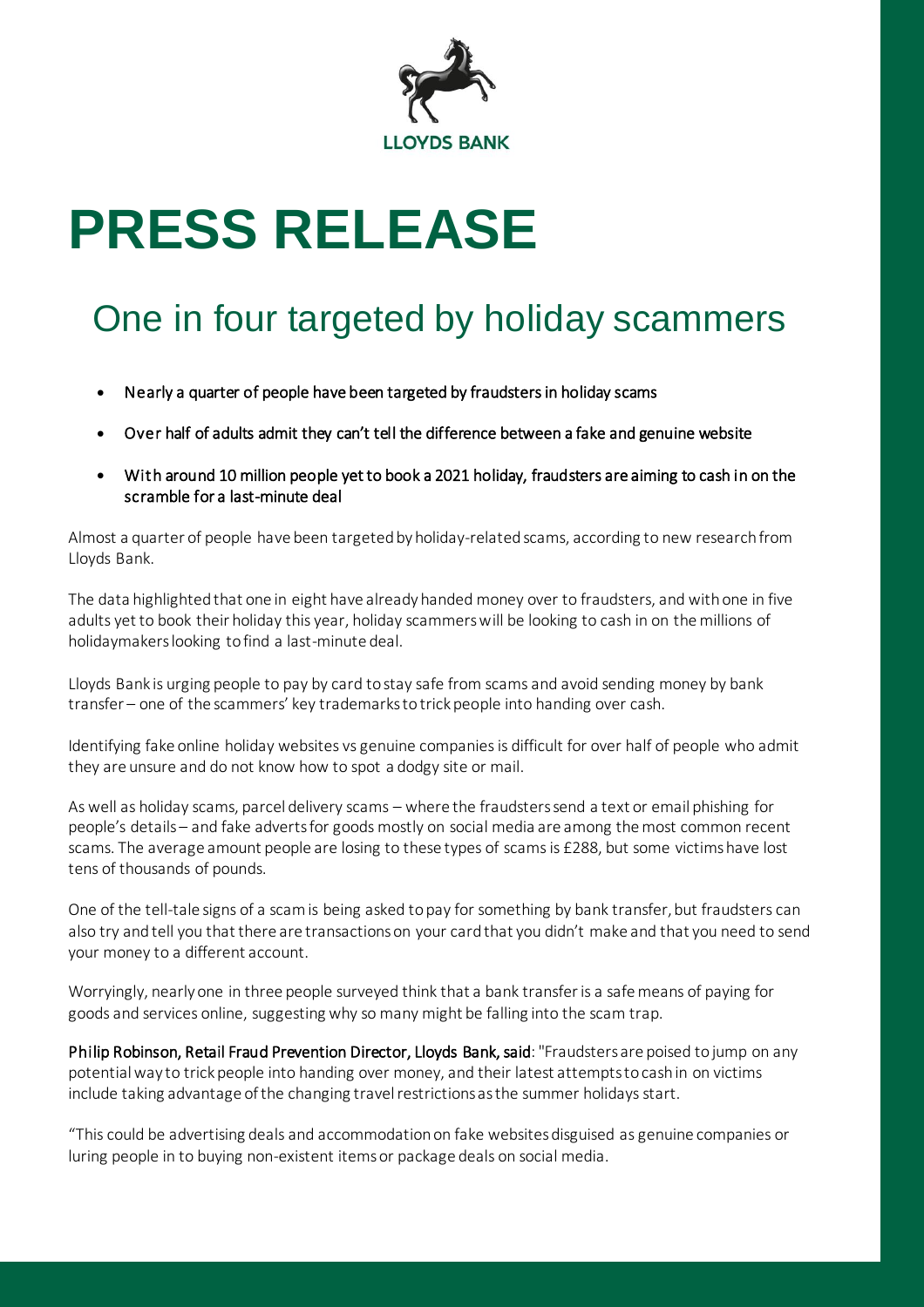LLOYDS BANK

# PRESS RELEASE

## One in four targeted by holiday scammers

- **Nearly a quarter of people have been targeted by fraudsters in holiday scams**
- **Over half of adults admit they can't tell the difference between a fake and genuine website**
- **With around 10 million people yet to book a 2021 holiday, fraudsters are aiming to cash in on the scramble for a last-minute deal**

Almost a quarter of people have been targeted by holiday-related scams, according to new research from Lloyds Bank.

The data highlighted that one in eight have already handed money over to fraudsters, and with one in five adults yet to book their holiday this year, holiday scammers will be looking to cash in on the millions of holidaymakers looking to find a last-minute deal.

Lloyds Bank is urging people to pay by card to stay safe from scams and avoid sending money by bank transfer – one of the scammers' key trademarks to trick people into handing over cash.

Identifying fake online holiday websites vs genuine companies is difficult for over half of people who admit they are unsure and do not know how to spot a dodgy site or mail.

As well as holiday scams, parcel delivery scams – where the fraudsters send a text or email phishing for people's details – and fake adverts for goods mostly on social media are among the most common recent scams. The average amount people are losing to these types of scams is £288, but some victims have lost tens of thousands of pounds.

One of the tell-tale signs of a scam is being asked to pay for something by bank transfer, but fraudsters can also try and tell you that there are transactions on your card that you didn't make and that you need to send your money to a different account.

Worryingly, nearly one in three people surveyed think that a bank transfer is a safe means of paying for goods and services online, suggesting why so many might be falling into the scam trap.

**Philip Robinson, Retail Fraud Prevention Director, Lloyds Bank, said**: "Fraudsters are poised to jump on any potential way to trick people into handing over money, and their latest attempts to cash in on victims include taking advantage of the changing travel restrictions as the summer holidays start.

"This could be advertising deals and accommodation on fake websites disguised as genuine companies or luring people in to buying non-existent items or package deals on social media.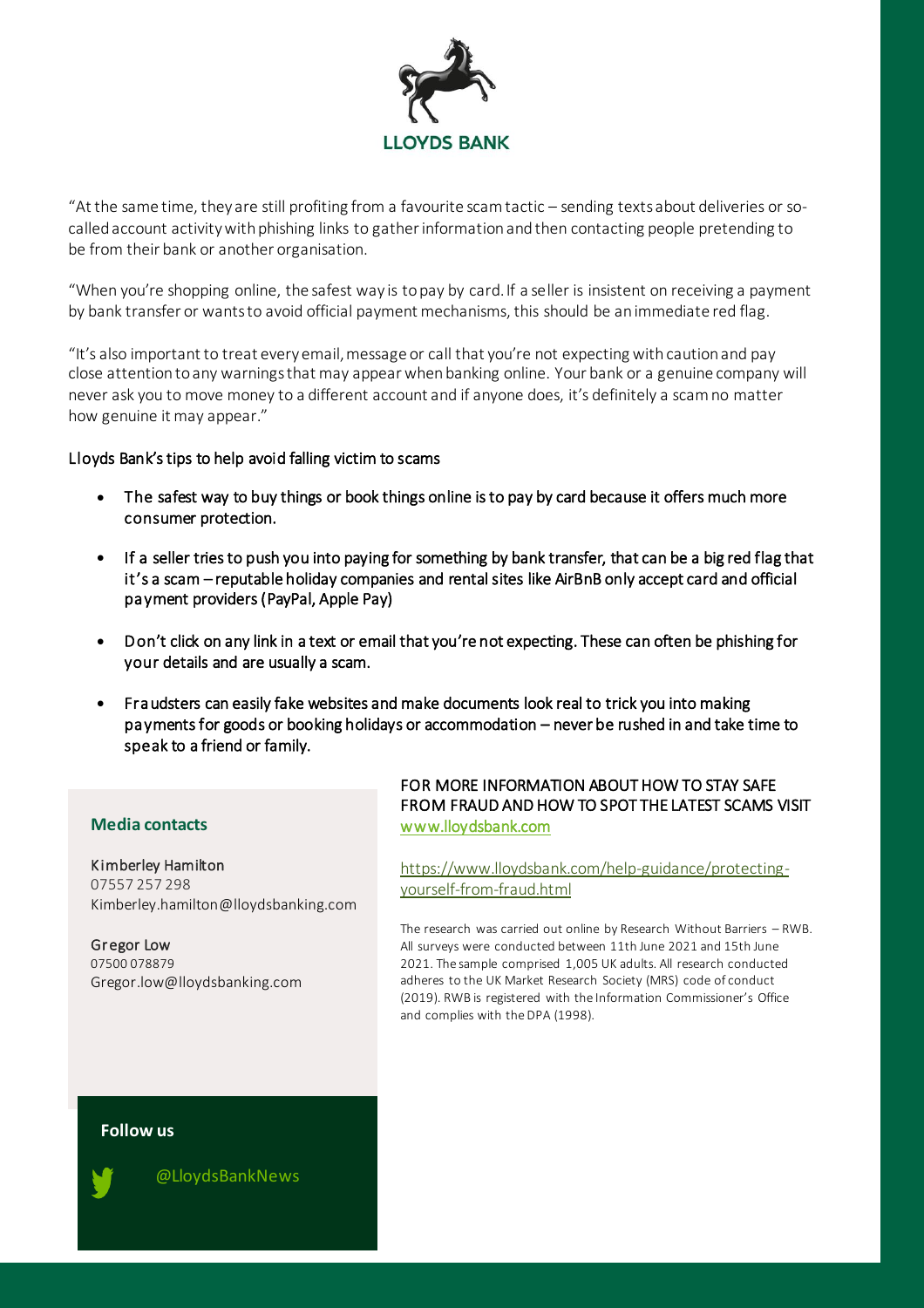LLOYDS BANK

"At the same time, they are still profiting from a favourite scam tactic – sending texts about deliveries or so-called account activity with phishing links to gather information and then contacting people pretending to be from their bank or another organisation.

"When you're shopping online, the safest way is to pay by card. If a seller is insistent on receiving a payment by bank transfer or wants to avoid official payment mechanisms, this should be an immediate red flag.

"It's also important to treat every email, message or call that you're not expecting with caution and pay close attention to any warnings that may appear when banking online. Your bank or a genuine company will never ask you to move money to a different account and if anyone does, it's definitely a scam no matter how genuine it may appear."

Lloyds Bank's tips to help avoid falling victim to scams

- The safest way to buy things or book things online is to pay by card because it offers much more consumer protection.
- If a seller tries to push you into paying for something by bank transfer, that can be a big red flag that it's a scam – reputable holiday companies and rental sites like AirBnB only accept card and official payment providers (PayPal, Apple Pay)
- Don't click on any link in a text or email that you're not expecting. These can often be phishing for your details and are usually a scam.
- Fraudsters can easily fake websites and make documents look real to trick you into making payments for goods or booking holidays or accommodation – never be rushed in and take time to speak to a friend or family.

**Media contacts**

Kimberley Hamilton
07557 257 298
Kimberley.hamilton@lloydsbanking.com

Gregor Low
07500 078879
Gregor.low@lloydsbanking.com

FOR MORE INFORMATION ABOUT HOW TO STAY SAFE FROM FRAUD AND HOW TO SPOT THE LATEST SCAMS VISIT www.lloydsbank.com

https://www.lloydsbank.com/help-guidance/protecting-yourself-from-fraud.html

The research was carried out online by Research Without Barriers – RWB. All surveys were conducted between 11th June 2021 and 15th June 2021. The sample comprised 1,005 UK adults. All research conducted adheres to the UK Market Research Society (MRS) code of conduct (2019). RWB is registered with the Information Commissioner's Office and complies with the DPA (1998).

**Follow us**

@LloydsBankNews